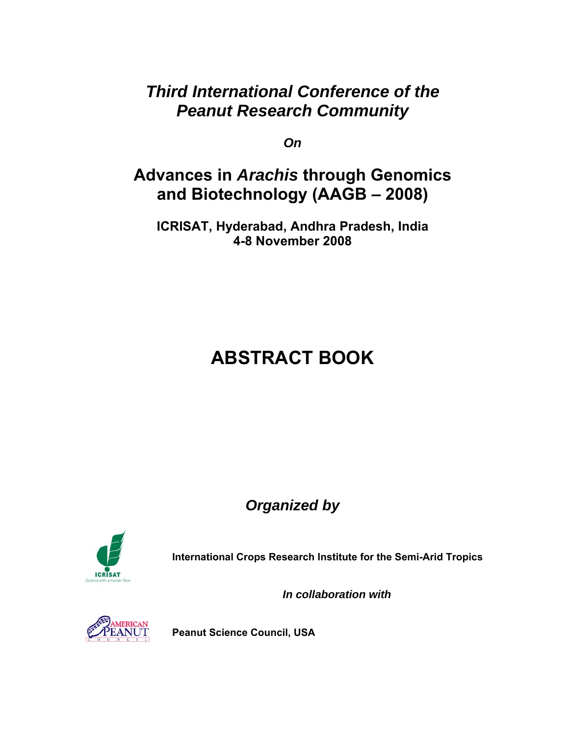# *Third International Conference of the Peanut Research Community*

***On***

## Advances in *Arachis* through Genomics and Biotechnology (AAGB – 2008)

**ICRISAT, Hyderabad, Andhra Pradesh, India**
**4-8 November 2008**

# ABSTRACT BOOK

***Organized by***

**International Crops Research Institute for the Semi-Arid Tropics**

***In collaboration with***

**Peanut Science Council, USA**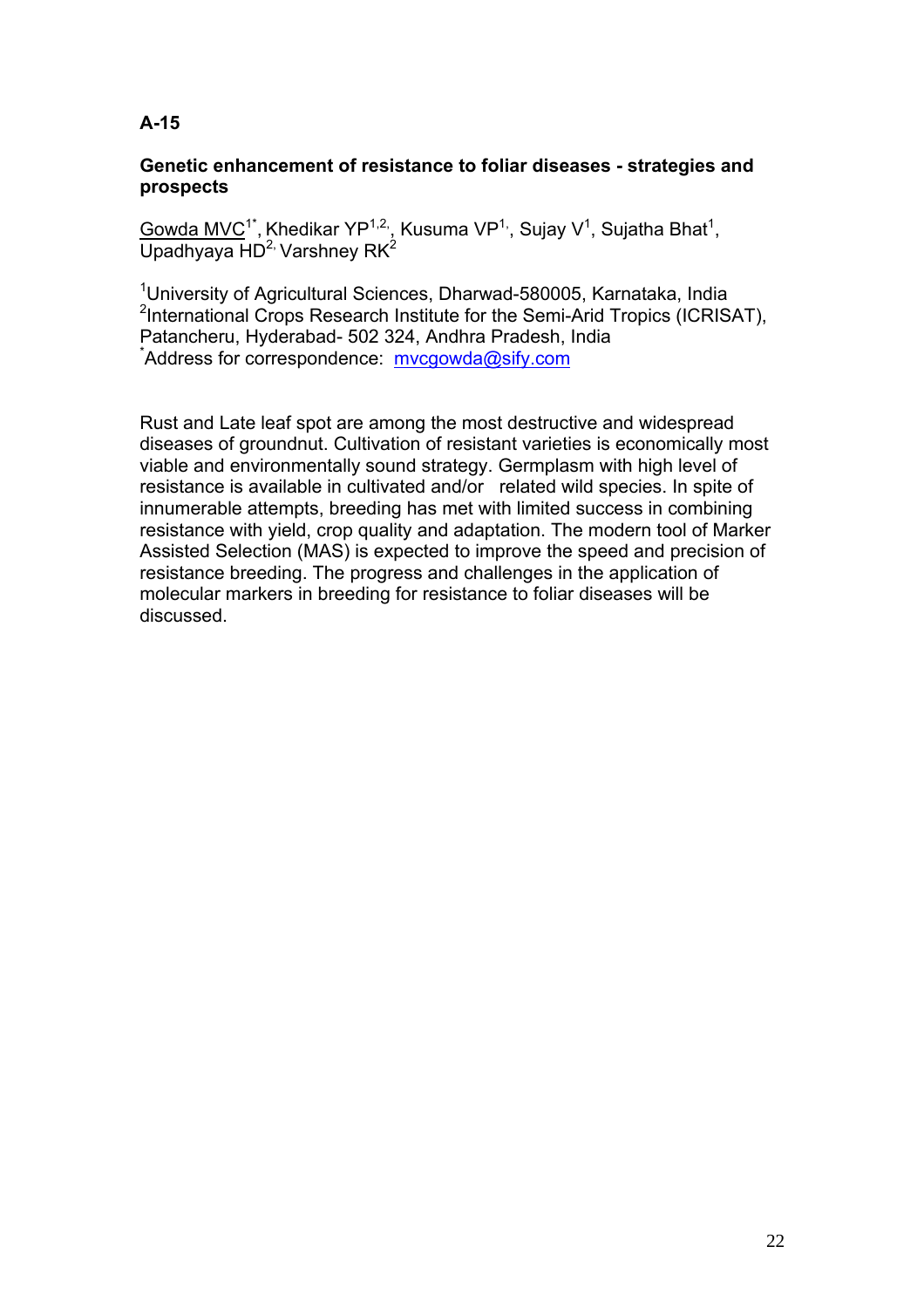**A-15**

**Genetic enhancement of resistance to foliar diseases - strategies and prospects**

Gowda MVC[1*], Khedikar YP[1,2], Kusuma VP[1], Sujay V[1], Sujatha Bhat[1], Upadhyaya HD[2], Varshney RK[2]

[1]University of Agricultural Sciences, Dharwad-580005, Karnataka, India
[2]International Crops Research Institute for the Semi-Arid Tropics (ICRISAT), Patancheru, Hyderabad- 502 324, Andhra Pradesh, India
[*]Address for correspondence: mvcgowda@sify.com

Rust and Late leaf spot are among the most destructive and widespread diseases of groundnut. Cultivation of resistant varieties is economically most viable and environmentally sound strategy. Germplasm with high level of resistance is available in cultivated and/or related wild species. In spite of innumerable attempts, breeding has met with limited success in combining resistance with yield, crop quality and adaptation. The modern tool of Marker Assisted Selection (MAS) is expected to improve the speed and precision of resistance breeding. The progress and challenges in the application of molecular markers in breeding for resistance to foliar diseases will be discussed.